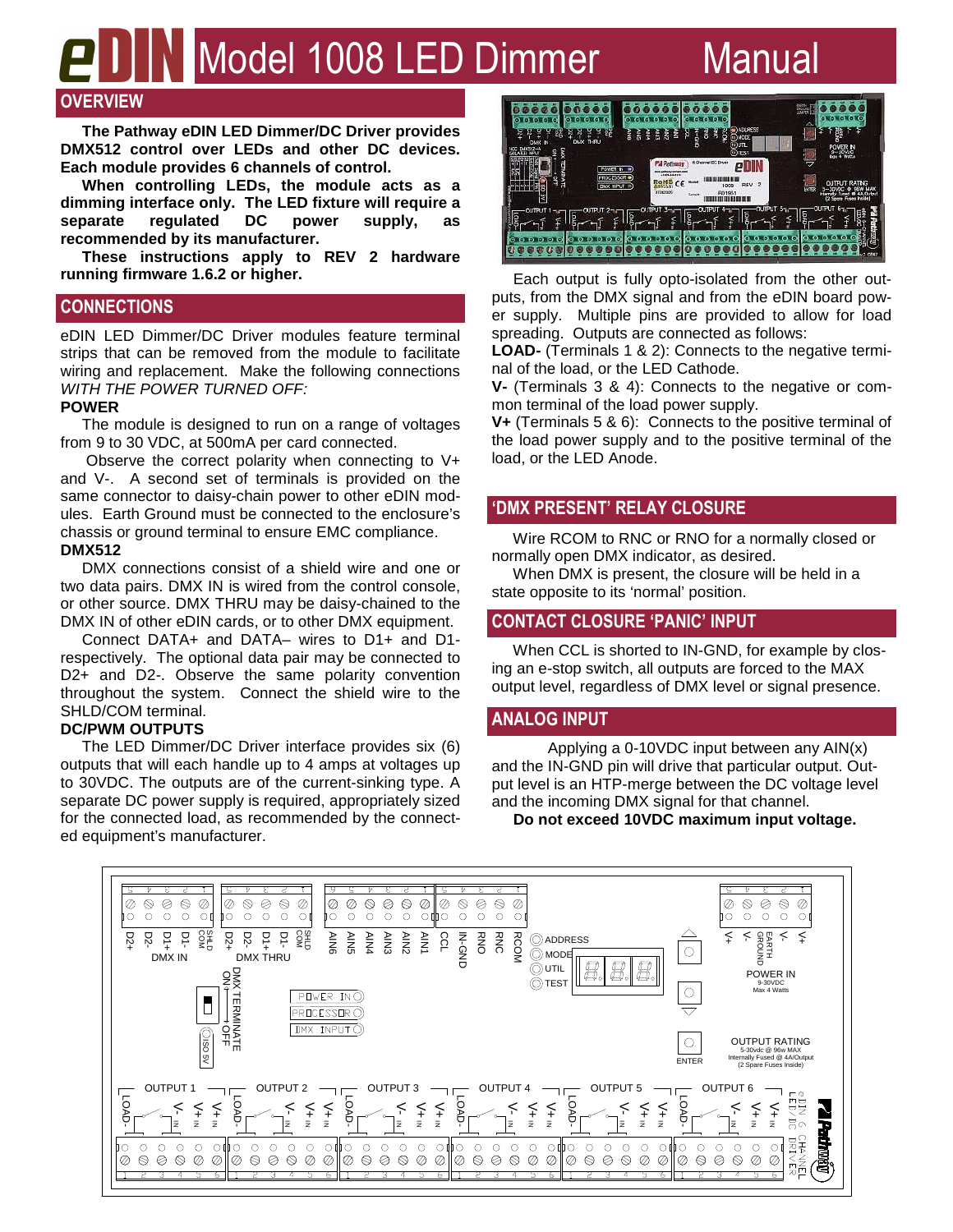# eDIN Model 1008 LED Dimmer Manual

## OVERVIEW

**The Pathway eDIN LED Dimmer/DC Driver provides DMX512 control over LEDs and other DC devices. Each module provides 6 channels of control.**

**When controlling LEDs, the module acts as a dimming interface only. The LED fixture will require a separate regulated DC power supply, as recommended by its manufacturer.**

**These instructions apply to REV 2 hardware running firmware 1.6.2 or higher.**

## CONNECTIONS

eDIN LED Dimmer/DC Driver modules feature terminal strips that can be removed from the module to facilitate wiring and replacement. Make the following connections *WITH THE POWER TURNED OFF:*

**POWER**

The module is designed to run on a range of voltages from 9 to 30 VDC, at 500mA per card connected.

Observe the correct polarity when connecting to V+ and V-. A second set of terminals is provided on the same connector to daisy-chain power to other eDIN modules. Earth Ground must be connected to the enclosure's chassis or ground terminal to ensure EMC compliance.

**DMX512**

DMX connections consist of a shield wire and one or two data pairs. DMX IN is wired from the control console, or other source. DMX THRU may be daisy-chained to the DMX IN of other eDIN cards, or to other DMX equipment.

Connect DATA+ and DATA– wires to D1+ and D1- respectively. The optional data pair may be connected to D2+ and D2-. Observe the same polarity convention throughout the system. Connect the shield wire to the SHLD/COM terminal.

**DC/PWM OUTPUTS**

The LED Dimmer/DC Driver interface provides six (6) outputs that will each handle up to 4 amps at voltages up to 30VDC. The outputs are of the current-sinking type. A separate DC power supply is required, appropriately sized for the connected load, as recommended by the connected equipment's manufacturer.

Each output is fully opto-isolated from the other outputs, from the DMX signal and from the eDIN board power supply. Multiple pins are provided to allow for load spreading. Outputs are connected as follows:

**LOAD-** (Terminals 1 & 2): Connects to the negative terminal of the load, or the LED Cathode.

**V-** (Terminals 3 & 4): Connects to the negative or common terminal of the load power supply.

**V+** (Terminals 5 & 6): Connects to the positive terminal of the load power supply and to the positive terminal of the load, or the LED Anode.

## 'DMX PRESENT' RELAY CLOSURE

Wire RCOM to RNC or RNO for a normally closed or normally open DMX indicator, as desired.

When DMX is present, the closure will be held in a state opposite to its 'normal' position.

## CONTACT CLOSURE 'PANIC' INPUT

When CCL is shorted to IN-GND, for example by closing an e-stop switch, all outputs are forced to the MAX output level, regardless of DMX level or signal presence.

## ANALOG INPUT

Applying a 0-10VDC input between any AIN(x) and the IN-GND pin will drive that particular output. Output level is an HTP-merge between the DC voltage level and the incoming DMX signal for that channel.

**Do not exceed 10VDC maximum input voltage.**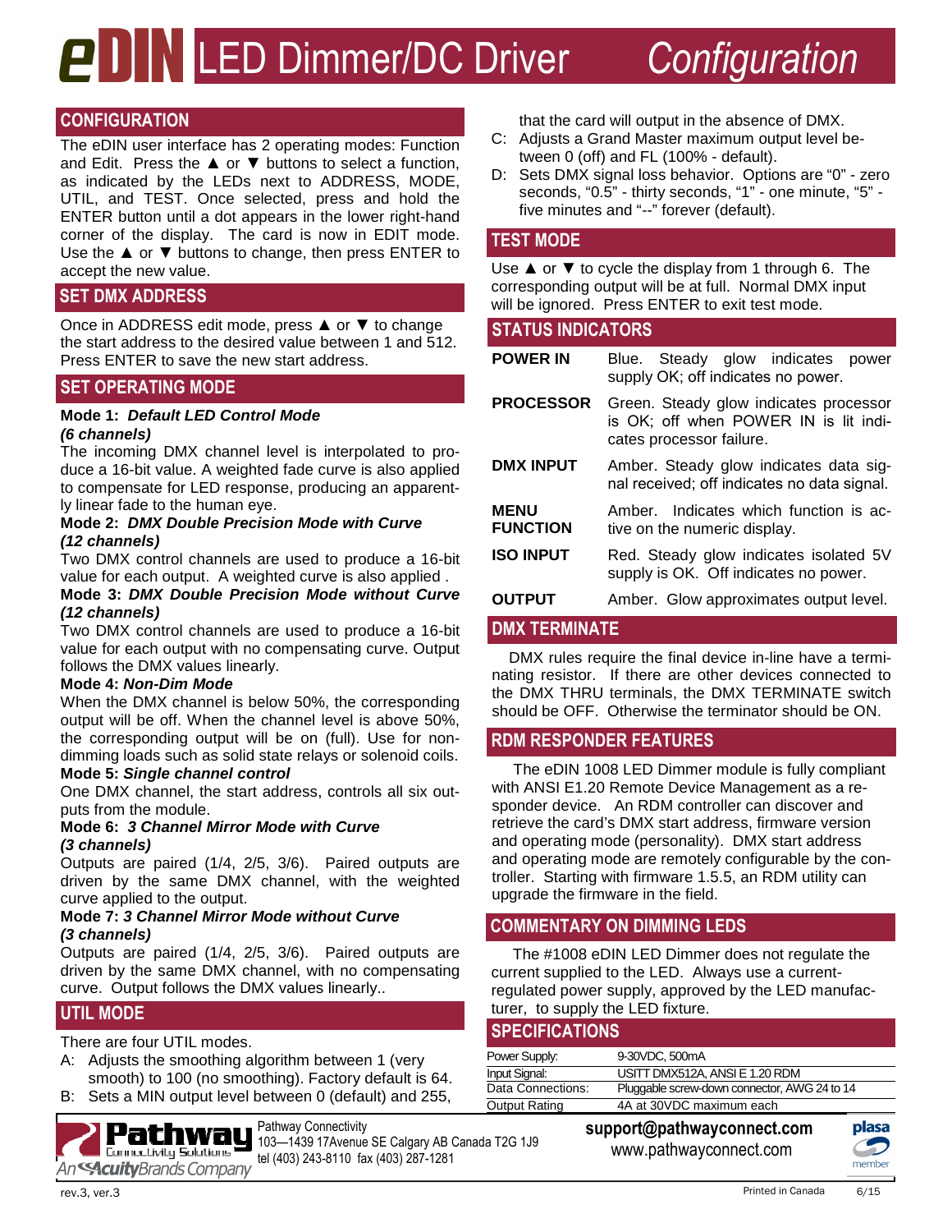# eDIN LED Dimmer/DC Driver *Configuration*

## CONFIGURATION

The eDIN user interface has 2 operating modes: Function and Edit. Press the ▲ or ▼ buttons to select a function, as indicated by the LEDs next to ADDRESS, MODE, UTIL, and TEST. Once selected, press and hold the ENTER button until a dot appears in the lower right-hand corner of the display. The card is now in EDIT mode. Use the ▲ or ▼ buttons to change, then press ENTER to accept the new value.

## SET DMX ADDRESS

Once in ADDRESS edit mode, press ▲ or ▼ to change the start address to the desired value between 1 and 512. Press ENTER to save the new start address.

## SET OPERATING MODE

**Mode 1: *Default LED Control Mode (6 channels)***
The incoming DMX channel level is interpolated to produce a 16-bit value. A weighted fade curve is also applied to compensate for LED response, producing an apparently linear fade to the human eye.

**Mode 2: *DMX Double Precision Mode with Curve (12 channels)***
Two DMX control channels are used to produce a 16-bit value for each output. A weighted curve is also applied .

**Mode 3: *DMX Double Precision Mode without Curve (12 channels)***
Two DMX control channels are used to produce a 16-bit value for each output with no compensating curve. Output follows the DMX values linearly.

**Mode 4: *Non-Dim Mode***
When the DMX channel is below 50%, the corresponding output will be off. When the channel level is above 50%, the corresponding output will be on (full). Use for non-dimming loads such as solid state relays or solenoid coils.

**Mode 5: *Single channel control***
One DMX channel, the start address, controls all six outputs from the module.

**Mode 6: *3 Channel Mirror Mode with Curve (3 channels)***
Outputs are paired (1/4, 2/5, 3/6). Paired outputs are driven by the same DMX channel, with the weighted curve applied to the output.

**Mode 7: *3 Channel Mirror Mode without Curve (3 channels)***
Outputs are paired (1/4, 2/5, 3/6). Paired outputs are driven by the same DMX channel, with no compensating curve. Output follows the DMX values linearly..

## UTIL MODE

There are four UTIL modes.

A: Adjusts the smoothing algorithm between 1 (very smooth) to 100 (no smoothing). Factory default is 64.
B: Sets a MIN output level between 0 (default) and 255, that the card will output in the absence of DMX.
C: Adjusts a Grand Master maximum output level between 0 (off) and FL (100% - default).
D: Sets DMX signal loss behavior. Options are "0" - zero seconds, "0.5" - thirty seconds, "1" - one minute, "5" - five minutes and "--" forever (default).

## TEST MODE

Use ▲ or ▼ to cycle the display from 1 through 6. The corresponding output will be at full. Normal DMX input will be ignored. Press ENTER to exit test mode.

## STATUS INDICATORS

| | |
|---|---|
| **POWER IN** | Blue. Steady glow indicates power supply OK; off indicates no power. |
| **PROCESSOR** | Green. Steady glow indicates processor is OK; off when POWER IN is lit indicates processor failure. |
| **DMX INPUT** | Amber. Steady glow indicates data signal received; off indicates no data signal. |
| **MENU FUNCTION** | Amber. Indicates which function is active on the numeric display. |
| **ISO INPUT** | Red. Steady glow indicates isolated 5V supply is OK. Off indicates no power. |
| **OUTPUT** | Amber. Glow approximates output level. |

## DMX TERMINATE

DMX rules require the final device in-line have a terminating resistor. If there are other devices connected to the DMX THRU terminals, the DMX TERMINATE switch should be OFF. Otherwise the terminator should be ON.

## RDM RESPONDER FEATURES

The eDIN 1008 LED Dimmer module is fully compliant with ANSI E1.20 Remote Device Management as a responder device. An RDM controller can discover and retrieve the card's DMX start address, firmware version and operating mode (personality). DMX start address and operating mode are remotely configurable by the controller. Starting with firmware 1.5.5, an RDM utility can upgrade the firmware in the field.

## COMMENTARY ON DIMMING LEDS

The #1008 eDIN LED Dimmer does not regulate the current supplied to the LED. Always use a current-regulated power supply, approved by the LED manufacturer, to supply the LED fixture.

## SPECIFICATIONS

| | |
|---|---|
| Power Supply: | 9-30VDC, 500mA |
| Input Signal: | USITT DMX512A, ANSI E 1.20 RDM |
| Data Connections: | Pluggable screw-down connector, AWG 24 to 14 |
| Output Rating | 4A at 30VDC maximum each |

Pathway Connectivity
103—1439 17Avenue SE Calgary AB Canada T2G 1J9
tel (403) 243-8110 fax (403) 287-1281

**support@pathwayconnect.com**
www.pathwayconnect.com

rev.3, ver.3 Printed in Canada 6/15